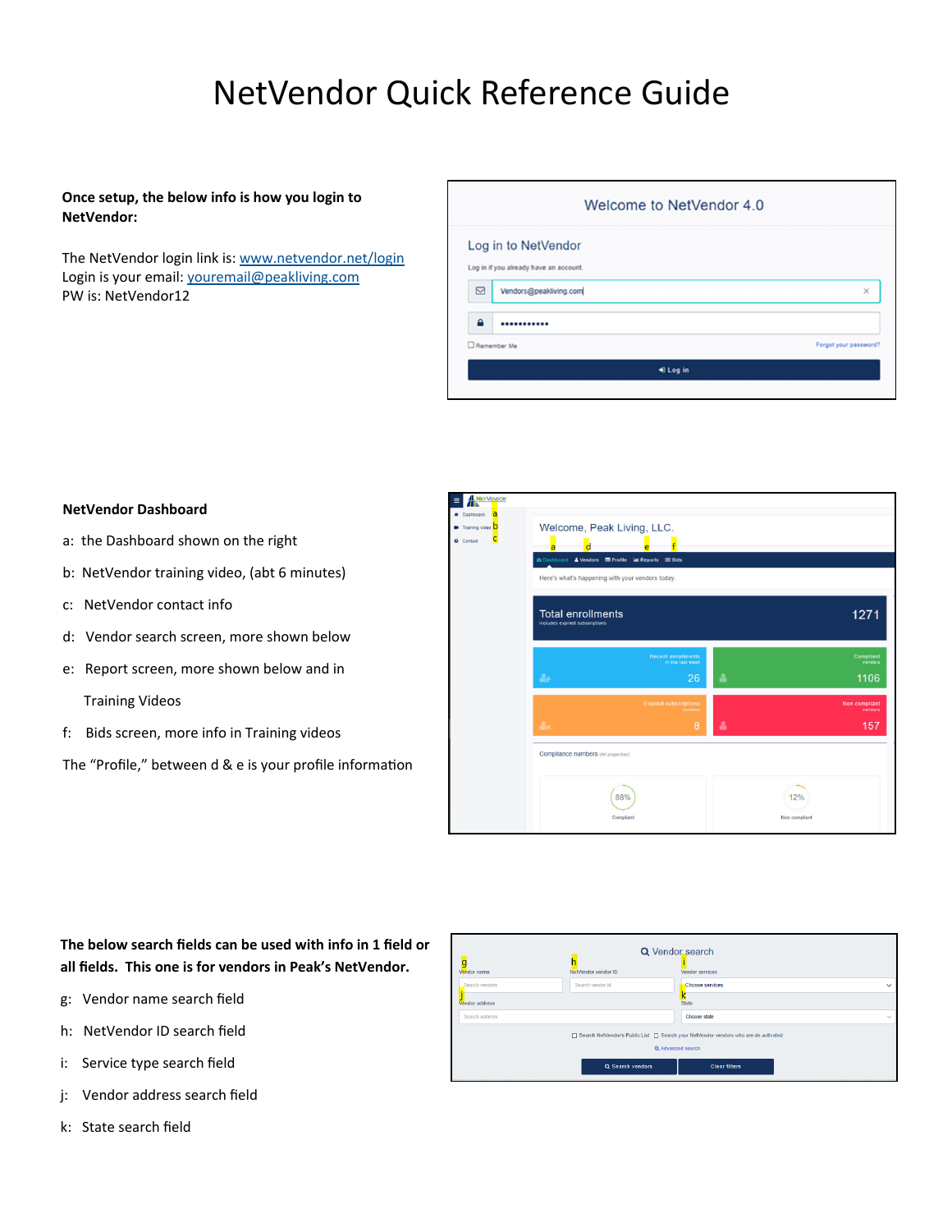# NetVendor Quick Reference Guide

**Once setup, the below info is how you login to NetVendor:**

The NetVendor login link is: www.netvendor.net/login
Login is your email: youremail@peakliving.com
PW is: NetVendor12

**NetVendor Dashboard**

a: the Dashboard shown on the right

b: NetVendor training video, (abt 6 minutes)

c: NetVendor contact info

d: Vendor search screen, more shown below

e: Report screen, more shown below and in Training Videos

f: Bids screen, more info in Training videos

The "Profile," between d & e is your profile information

**The below search fields can be used with info in 1 field or all fields. This one is for vendors in Peak's NetVendor.**

g: Vendor name search field

h: NetVendor ID search field

i: Service type search field

j: Vendor address search field

k: State search field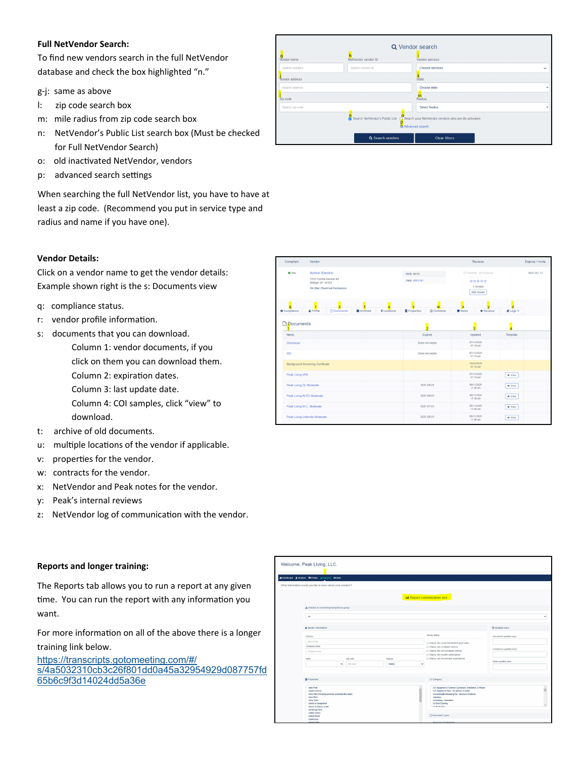**Full NetVendor Search:**

To find new vendors search in the full NetVendor database and check the box highlighted "n."

g-j: same as above

l: zip code search box

m: mile radius from zip code search box

n: NetVendor's Public List search box (Must be checked for Full NetVendor Search)

o: old inactivated NetVendor, vendors

p: advanced search settings

When searching the full NetVendor list, you have to have at least a zip code. (Recommend you put in service type and radius and name if you have one).

**Vendor Details:**

Click on a vendor name to get the vendor details:
Example shown right is the s: Documents view

q: compliance status.

r: vendor profile information.

s: documents that you can download.

Column 1: vendor documents, if you click on them you can download them.

Column 2: expiration dates.

Column 3: last update date.

Column 4: COI samples, click "view" to download.

t: archive of old documents.

u: multiple locations of the vendor if applicable.

v: properties for the vendor.

w: contracts for the vendor.

x: NetVendor and Peak notes for the vendor.

y: Peak's internal reviews

z: NetVendor log of communication with the vendor.

**Reports and longer training:**

The Reports tab allows you to run a report at any given time. You can run the report with any information you want.

For more information on all of the above there is a longer training link below.

https://transcripts.gotomeeting.com/#/s/4a5032310cb3c26f801dd0a45a32954929d087757fd65b6c9f3d14024dd5a36e